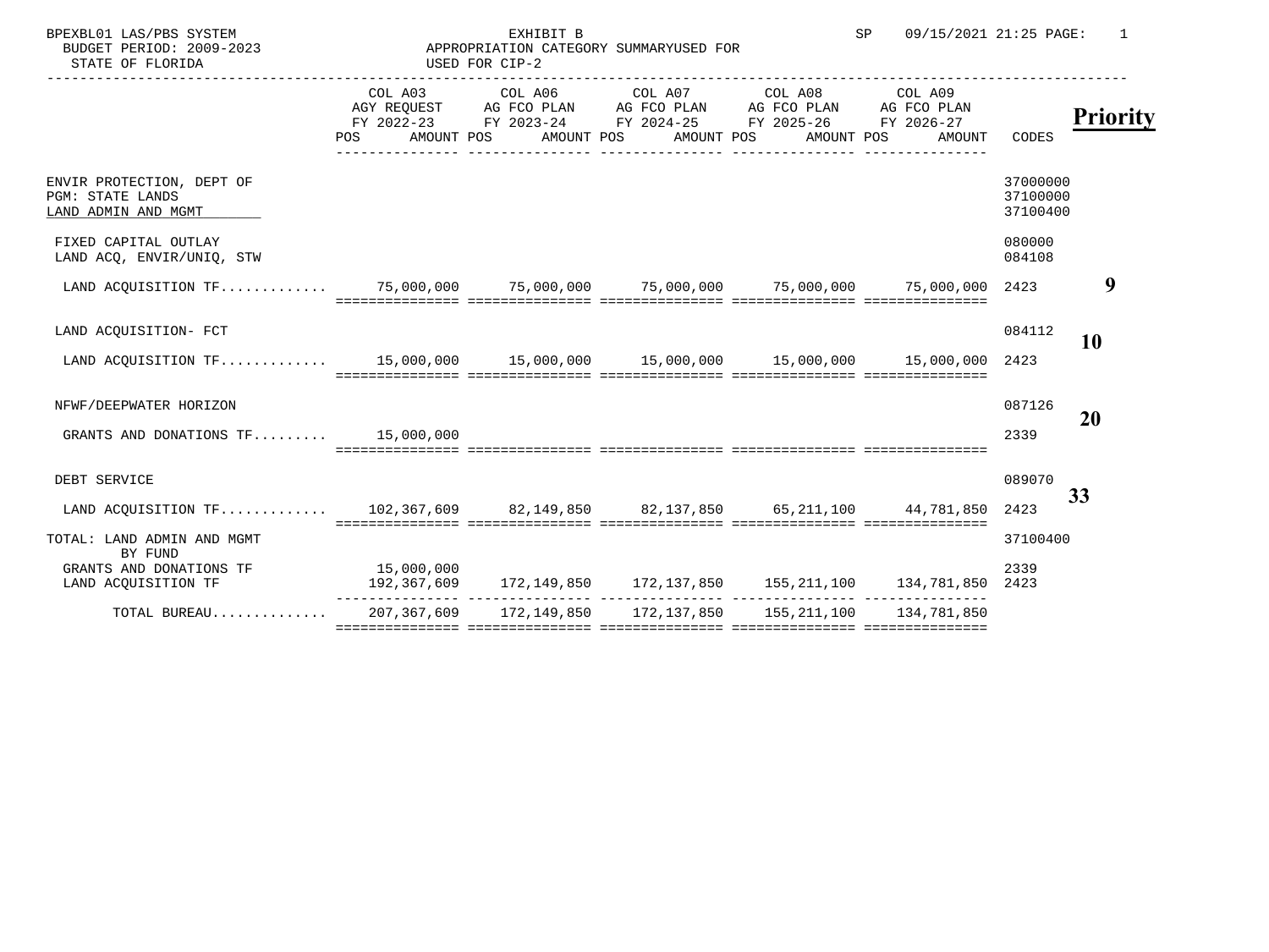BPEXBL01 LAS/PBS SYSTEM — EXHIBIT B — SP 09/15/2021 21:25

BUDGET PERIOD: 2009-2023 — APPROPRIATION CATEGORY SUMMARYUSED FOR

STATE OF FLORIDA — USED FOR CIP-2

| | COL A03 AGY REQUEST FY 2022-23 POS AMOUNT | COL A06 AG FCO PLAN FY 2023-24 POS AMOUNT | COL A07 AG FCO PLAN FY 2024-25 POS AMOUNT | COL A08 AG FCO PLAN FY 2025-26 POS AMOUNT | COL A09 AG FCO PLAN FY 2026-27 POS AMOUNT | CODES | **Priority** |
|---|---|---|---|---|---|---|---|
| ENVIR PROTECTION, DEPT OF | | | | | | 37000000 | |
| PGM: STATE LANDS | | | | | | 37100000 | |
| LAND ADMIN AND MGMT | | | | | | 37100400 | |
| FIXED CAPITAL OUTLAY | | | | | | 080000 | |
| LAND ACQ, ENVIR/UNIQ, STW | | | | | | 084108 | |
| LAND ACQUISITION TF............ | 75,000,000 | 75,000,000 | 75,000,000 | 75,000,000 | 75,000,000 | 2423 | **9** |
| LAND ACQUISITION- FCT | | | | | | 084112 | |
| LAND ACQUISITION TF............ | 15,000,000 | 15,000,000 | 15,000,000 | 15,000,000 | 15,000,000 | 2423 | **10** |
| NFWF/DEEPWATER HORIZON | | | | | | 087126 | |
| GRANTS AND DONATIONS TF......... | 15,000,000 | | | | | 2339 | **20** |
| DEBT SERVICE | | | | | | 089070 | |
| LAND ACQUISITION TF............ | 102,367,609 | 82,149,850 | 82,137,850 | 65,211,100 | 44,781,850 | 2423 | **33** |
| TOTAL: LAND ADMIN AND MGMT | | | | | | 37100400 | |
| BY FUND | | | | | | | |
| GRANTS AND DONATIONS TF | 15,000,000 | | | | | 2339 | |
| LAND ACQUISITION TF | 192,367,609 | 172,149,850 | 172,137,850 | 155,211,100 | 134,781,850 | 2423 | |
| TOTAL BUREAU............. | 207,367,609 | 172,149,850 | 172,137,850 | 155,211,100 | 134,781,850 | | |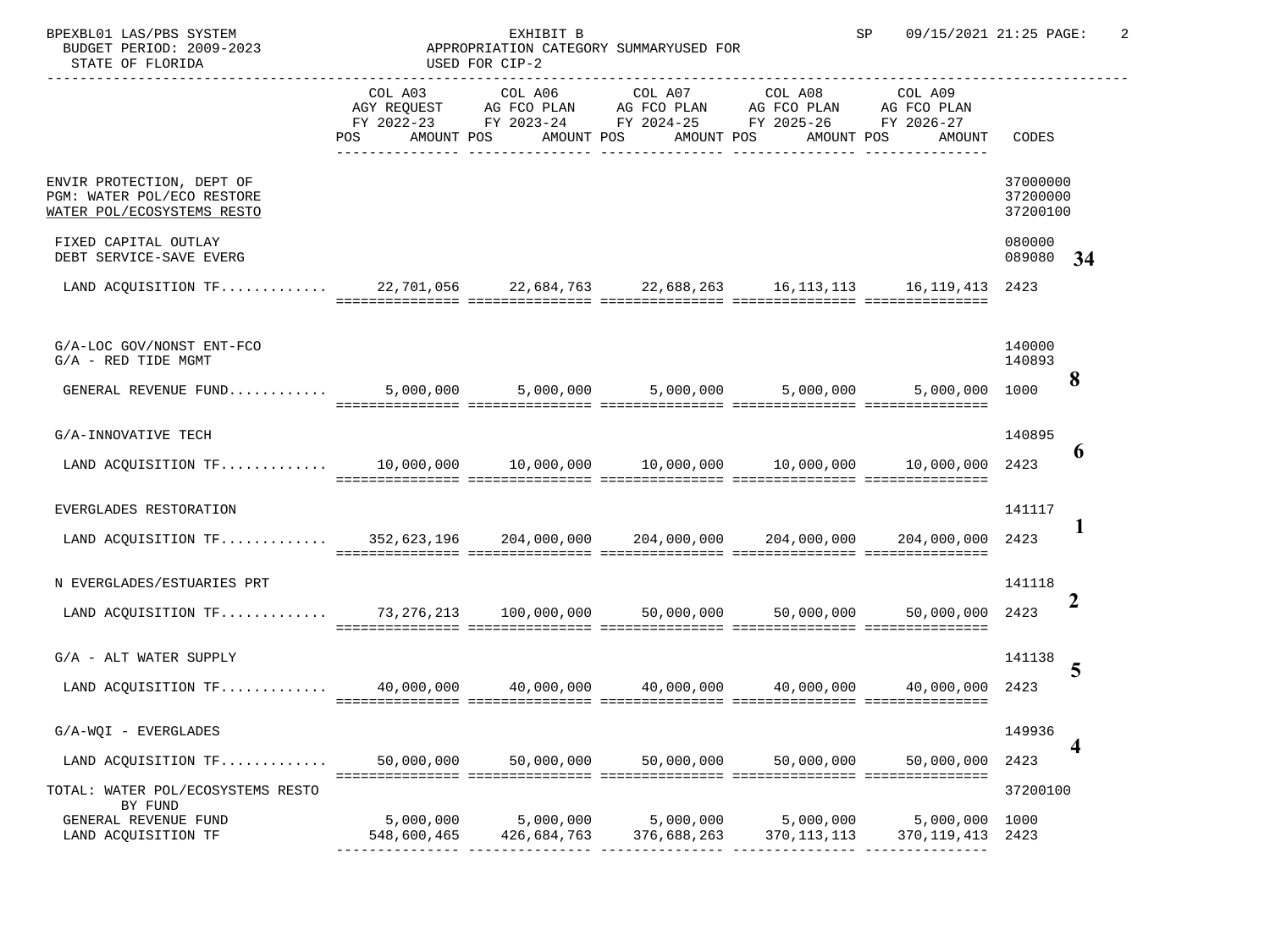BPEXBL01 LAS/PBS SYSTEM — EXHIBIT B — SP 09/15/2021 21:25

BUDGET PERIOD: 2009-2023

STATE OF FLORIDA

APPROPRIATION CATEGORY SUMMARYUSED FOR
USED FOR CIP-2

| | COL A03 AGY REQUEST FY 2022-23 POS AMOUNT | COL A06 AG FCO PLAN FY 2023-24 POS AMOUNT | COL A07 AG FCO PLAN FY 2024-25 POS AMOUNT | COL A08 AG FCO PLAN FY 2025-26 POS AMOUNT | COL A09 AG FCO PLAN FY 2026-27 POS AMOUNT | CODES | |
|---|---|---|---|---|---|---|---|
| ENVIR PROTECTION, DEPT OF | | | | | | 37000000 | |
| PGM: WATER POL/ECO RESTORE | | | | | | 37200000 | |
| WATER POL/ECOSYSTEMS RESTO | | | | | | 37200100 | |
| FIXED CAPITAL OUTLAY | | | | | | 080000 | |
| DEBT SERVICE-SAVE EVERG | | | | | | 089080 | 34 |
| LAND ACQUISITION TF............ | 22,701,056 | 22,684,763 | 22,688,263 | 16,113,113 | 16,119,413 | 2423 | |
| G/A-LOC GOV/NONST ENT-FCO | | | | | | 140000 | |
| G/A - RED TIDE MGMT | | | | | | 140893 | |
| GENERAL REVENUE FUND........... | 5,000,000 | 5,000,000 | 5,000,000 | 5,000,000 | 5,000,000 | 1000 | 8 |
| G/A-INNOVATIVE TECH | | | | | | 140895 | |
| LAND ACQUISITION TF............ | 10,000,000 | 10,000,000 | 10,000,000 | 10,000,000 | 10,000,000 | 2423 | 6 |
| EVERGLADES RESTORATION | | | | | | 141117 | |
| LAND ACQUISITION TF............ | 352,623,196 | 204,000,000 | 204,000,000 | 204,000,000 | 204,000,000 | 2423 | 1 |
| N EVERGLADES/ESTUARIES PRT | | | | | | 141118 | |
| LAND ACQUISITION TF............ | 73,276,213 | 100,000,000 | 50,000,000 | 50,000,000 | 50,000,000 | 2423 | 2 |
| G/A - ALT WATER SUPPLY | | | | | | 141138 | |
| LAND ACQUISITION TF............ | 40,000,000 | 40,000,000 | 40,000,000 | 40,000,000 | 40,000,000 | 2423 | 5 |
| G/A-WQI - EVERGLADES | | | | | | 149936 | |
| LAND ACQUISITION TF............ | 50,000,000 | 50,000,000 | 50,000,000 | 50,000,000 | 50,000,000 | 2423 | 4 |
| TOTAL: WATER POL/ECOSYSTEMS RESTO | | | | | | 37200100 | |
| BY FUND | | | | | | | |
| GENERAL REVENUE FUND | 5,000,000 | 5,000,000 | 5,000,000 | 5,000,000 | 5,000,000 | 1000 | |
| LAND ACQUISITION TF | 548,600,465 | 426,684,763 | 376,688,263 | 370,113,113 | 370,119,413 | 2423 | |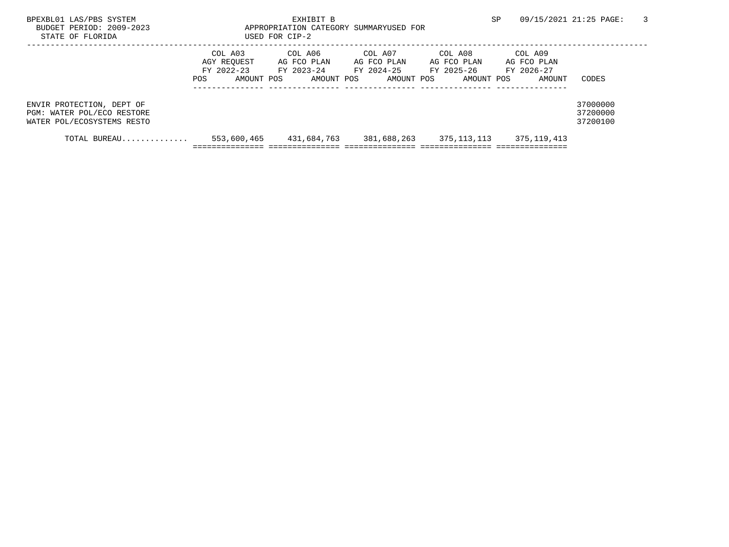BPEXBL01 LAS/PBS SYSTEM

BUDGET PERIOD: 2009-2023

STATE OF FLORIDA

EXHIBIT B

APPROPRIATION CATEGORY SUMMARYUSED FOR

USED FOR CIP-2

SP 09/15/2021 21:25

| | COL A03 AGY REQUEST FY 2022-23 POS | AMOUNT | COL A06 AG FCO PLAN FY 2023-24 POS | AMOUNT | COL A07 AG FCO PLAN FY 2024-25 POS | AMOUNT | COL A08 AG FCO PLAN FY 2025-26 POS | AMOUNT | COL A09 AG FCO PLAN FY 2026-27 POS | AMOUNT | CODES |
|---|---|---|---|---|---|---|---|---|---|---|---|
| ENVIR PROTECTION, DEPT OF | | | | | | | | | | | 37000000 |
| PGM: WATER POL/ECO RESTORE | | | | | | | | | | | 37200000 |
| WATER POL/ECOSYSTEMS RESTO | | | | | | | | | | | 37200100 |
| TOTAL BUREAU.............. | | 553,600,465 | | 431,684,763 | | 381,688,263 | | 375,113,113 | | 375,119,413 | |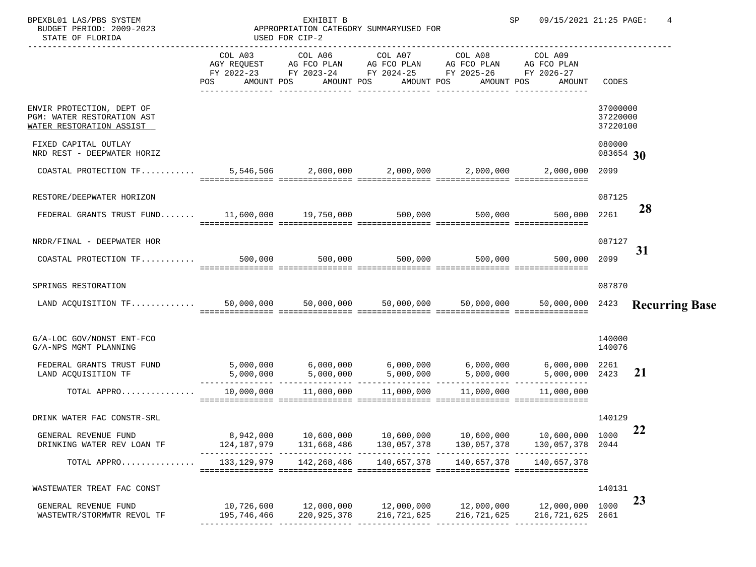EXHIBIT B
APPROPRIATION CATEGORY SUMMARYUSED FOR
USED FOR CIP-2

BUDGET PERIOD: 2009-2023
STATE OF FLORIDA

| | COL A03 AGY REQUEST FY 2022-23 AMOUNT | COL A06 AG FCO PLAN FY 2023-24 AMOUNT | COL A07 AG FCO PLAN FY 2024-25 AMOUNT | COL A08 AG FCO PLAN FY 2025-26 AMOUNT | COL A09 AG FCO PLAN FY 2026-27 AMOUNT | CODES | |
|---|---|---|---|---|---|---|---|
| ENVIR PROTECTION, DEPT OF | | | | | | 37000000 | |
| PGM: WATER RESTORATION AST | | | | | | 37220000 | |
| WATER RESTORATION ASSIST | | | | | | 37220100 | |
| FIXED CAPITAL OUTLAY | | | | | | 080000 | |
| NRD REST - DEEPWATER HORIZ | | | | | | 083654 | **30** |
| COASTAL PROTECTION TF........... | 5,546,506 | 2,000,000 | 2,000,000 | 2,000,000 | 2,000,000 | 2099 | |
| RESTORE/DEEPWATER HORIZON | | | | | | 087125 | |
| FEDERAL GRANTS TRUST FUND....... | 11,600,000 | 19,750,000 | 500,000 | 500,000 | 500,000 | 2261 | **28** |
| NRDR/FINAL - DEEPWATER HOR | | | | | | 087127 | |
| COASTAL PROTECTION TF........... | 500,000 | 500,000 | 500,000 | 500,000 | 500,000 | 2099 | **31** |
| SPRINGS RESTORATION | | | | | | 087870 | |
| LAND ACQUISITION TF............. | 50,000,000 | 50,000,000 | 50,000,000 | 50,000,000 | 50,000,000 | 2423 | **Recurring Base** |
| G/A-LOC GOV/NONST ENT-FCO | | | | | | 140000 | |
| G/A-NPS MGMT PLANNING | | | | | | 140076 | |
| FEDERAL GRANTS TRUST FUND | 5,000,000 | 6,000,000 | 6,000,000 | 6,000,000 | 6,000,000 | 2261 | |
| LAND ACQUISITION TF | 5,000,000 | 5,000,000 | 5,000,000 | 5,000,000 | 5,000,000 | 2423 | **21** |
| TOTAL APPRO............... | 10,000,000 | 11,000,000 | 11,000,000 | 11,000,000 | 11,000,000 | | |
| DRINK WATER FAC CONSTR-SRL | | | | | | 140129 | |
| GENERAL REVENUE FUND | 8,942,000 | 10,600,000 | 10,600,000 | 10,600,000 | 10,600,000 | 1000 | **22** |
| DRINKING WATER REV LOAN TF | 124,187,979 | 131,668,486 | 130,057,378 | 130,057,378 | 130,057,378 | 2044 | |
| TOTAL APPRO............... | 133,129,979 | 142,268,486 | 140,657,378 | 140,657,378 | 140,657,378 | | |
| WASTEWATER TREAT FAC CONST | | | | | | 140131 | |
| GENERAL REVENUE FUND | 10,726,600 | 12,000,000 | 12,000,000 | 12,000,000 | 12,000,000 | 1000 | **23** |
| WASTEWTR/STORMWTR REVOL TF | 195,746,466 | 220,925,378 | 216,721,625 | 216,721,625 | 216,721,625 | 2661 | |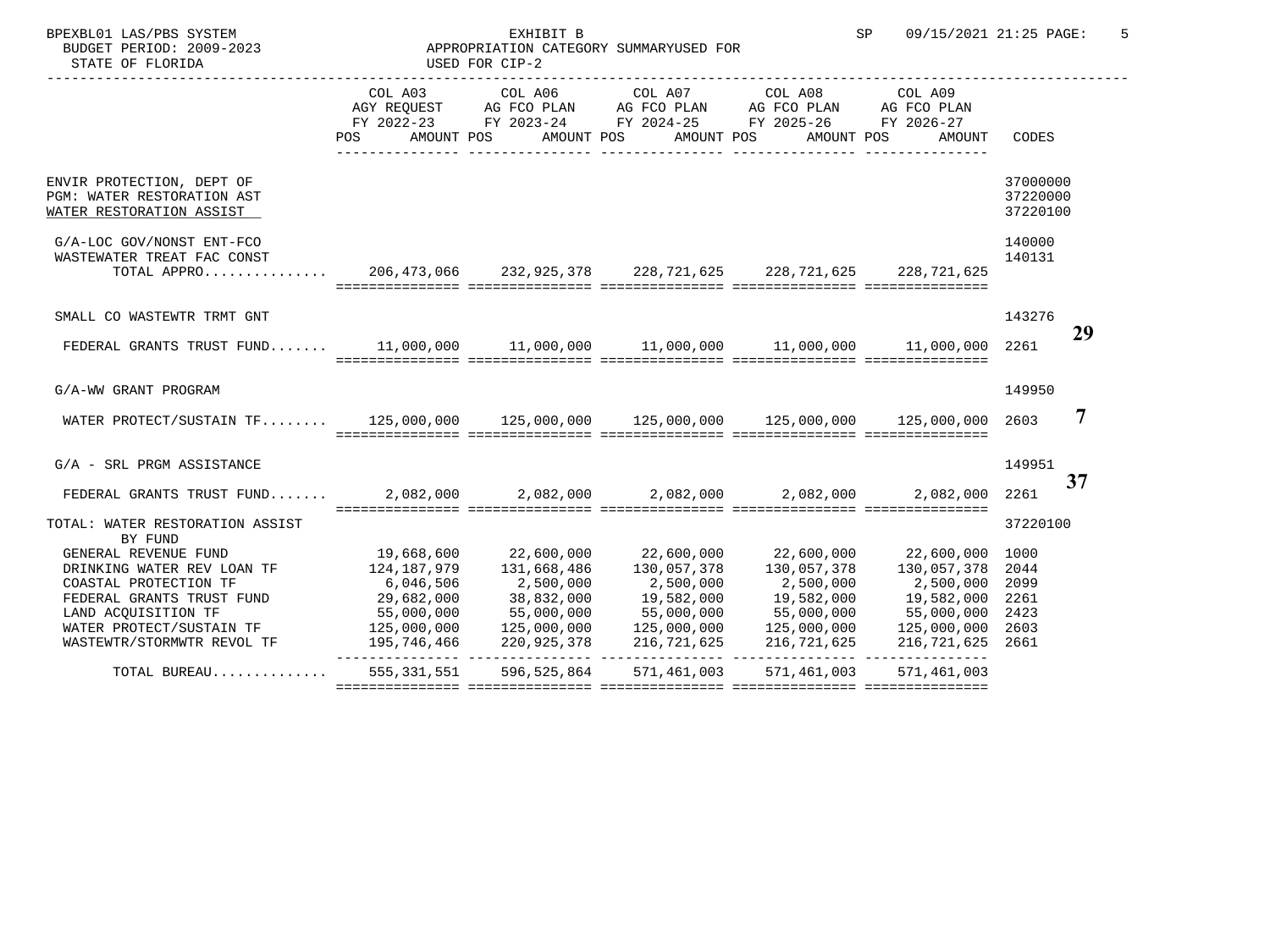BPEXBL01 LAS/PBS SYSTEM | EXHIBIT B | SP 09/15/2021 21:25

BUDGET PERIOD: 2009-2023 | APPROPRIATION CATEGORY SUMMARYUSED FOR USED FOR CIP-2

STATE OF FLORIDA

| | COL A03 AGY REQUEST FY 2022-23 POS AMOUNT | COL A06 AG FCO PLAN FY 2023-24 POS AMOUNT | COL A07 AG FCO PLAN FY 2024-25 POS AMOUNT | COL A08 AG FCO PLAN FY 2025-26 POS AMOUNT | COL A09 AG FCO PLAN FY 2026-27 POS AMOUNT | CODES |
|---|---|---|---|---|---|---|
| ENVIR PROTECTION, DEPT OF | | | | | | 37000000 |
| PGM: WATER RESTORATION AST | | | | | | 37220000 |
| WATER RESTORATION ASSIST | | | | | | 37220100 |
| G/A-LOC GOV/NONST ENT-FCO | | | | | | 140000 |
| WASTEWATER TREAT FAC CONST | | | | | | 140131 |
| TOTAL APPRO.............. | 206,473,066 | 232,925,378 | 228,721,625 | 228,721,625 | 228,721,625 | |
| SMALL CO WASTEWTR TRMT GNT | | | | | | 143276 |
| FEDERAL GRANTS TRUST FUND....... | 11,000,000 | 11,000,000 | 11,000,000 | 11,000,000 | 11,000,000 | 2261 |
| G/A-WW GRANT PROGRAM | | | | | | 149950 |
| WATER PROTECT/SUSTAIN TF........ | 125,000,000 | 125,000,000 | 125,000,000 | 125,000,000 | 125,000,000 | 2603 |
| G/A - SRL PRGM ASSISTANCE | | | | | | 149951 |
| FEDERAL GRANTS TRUST FUND....... | 2,082,000 | 2,082,000 | 2,082,000 | 2,082,000 | 2,082,000 | 2261 |
| TOTAL: WATER RESTORATION ASSIST | | | | | | 37220100 |
| BY FUND | | | | | | |
| GENERAL REVENUE FUND | 19,668,600 | 22,600,000 | 22,600,000 | 22,600,000 | 22,600,000 | 1000 |
| DRINKING WATER REV LOAN TF | 124,187,979 | 131,668,486 | 130,057,378 | 130,057,378 | 130,057,378 | 2044 |
| COASTAL PROTECTION TF | 6,046,506 | 2,500,000 | 2,500,000 | 2,500,000 | 2,500,000 | 2099 |
| FEDERAL GRANTS TRUST FUND | 29,682,000 | 38,832,000 | 19,582,000 | 19,582,000 | 19,582,000 | 2261 |
| LAND ACQUISITION TF | 55,000,000 | 55,000,000 | 55,000,000 | 55,000,000 | 55,000,000 | 2423 |
| WATER PROTECT/SUSTAIN TF | 125,000,000 | 125,000,000 | 125,000,000 | 125,000,000 | 125,000,000 | 2603 |
| WASTEWTR/STORMWTR REVOL TF | 195,746,466 | 220,925,378 | 216,721,625 | 216,721,625 | 216,721,625 | 2661 |
| TOTAL BUREAU............. | 555,331,551 | 596,525,864 | 571,461,003 | 571,461,003 | 571,461,003 | |

29

7

37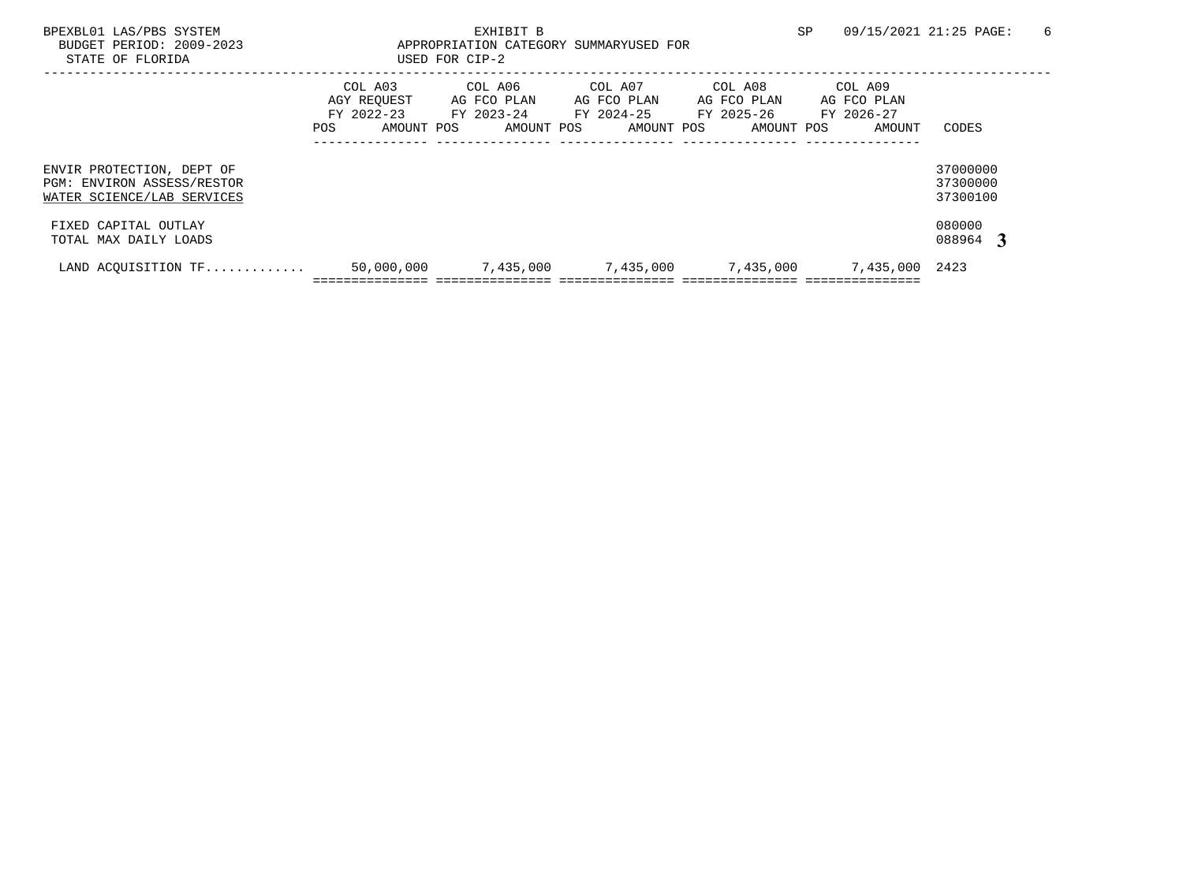BPEXBL01 LAS/PBS SYSTEM
BUDGET PERIOD: 2009-2023
STATE OF FLORIDA

EXHIBIT B
APPROPRIATION CATEGORY SUMMARYUSED FOR
USED FOR CIP-2

SP 09/15/2021 21:25

| | COL A03 AGY REQUEST FY 2022-23 POS | AMOUNT | COL A06 AG FCO PLAN FY 2023-24 POS | AMOUNT | COL A07 AG FCO PLAN FY 2024-25 POS | AMOUNT | COL A08 AG FCO PLAN FY 2025-26 POS | AMOUNT | COL A09 AG FCO PLAN FY 2026-27 POS | AMOUNT | CODES |
|---|---|---|---|---|---|---|---|---|---|---|---|
| ENVIR PROTECTION, DEPT OF | | | | | | | | | | | 37000000 |
| PGM: ENVIRON ASSESS/RESTOR | | | | | | | | | | | 37300000 |
| WATER SCIENCE/LAB SERVICES | | | | | | | | | | | 37300100 |
| FIXED CAPITAL OUTLAY | | | | | | | | | | | 080000 |
| TOTAL MAX DAILY LOADS | | | | | | | | | | | 088964 3 |
| LAND ACQUISITION TF............ | | 50,000,000 | | 7,435,000 | | 7,435,000 | | 7,435,000 | | 7,435,000 | 2423 |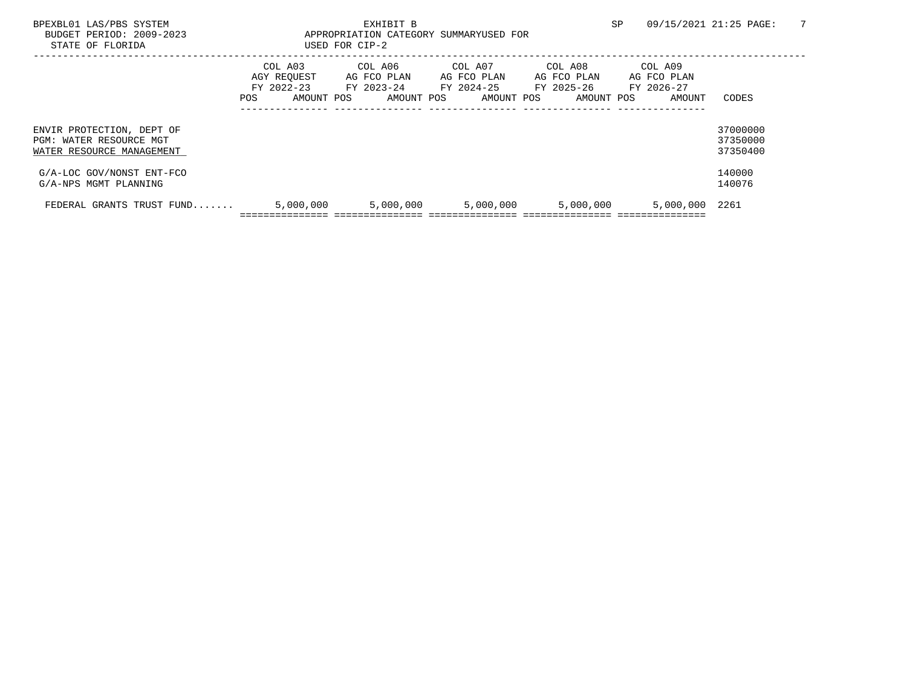EXHIBIT B

APPROPRIATION CATEGORY SUMMARYUSED FOR USED FOR CIP-2

BPEXBL01 LAS/PBS SYSTEM
BUDGET PERIOD: 2009-2023
STATE OF FLORIDA

SP 09/15/2021 21:25

| | COL A03 AGY REQUEST FY 2022-23 POS AMOUNT | COL A06 AG FCO PLAN FY 2023-24 POS AMOUNT | COL A07 AG FCO PLAN FY 2024-25 POS AMOUNT | COL A08 AG FCO PLAN FY 2025-26 POS AMOUNT | COL A09 AG FCO PLAN FY 2026-27 POS AMOUNT | CODES |
|---|---|---|---|---|---|---|
| ENVIR PROTECTION, DEPT OF | | | | | | 37000000 |
| PGM: WATER RESOURCE MGT | | | | | | 37350000 |
| WATER RESOURCE MANAGEMENT | | | | | | 37350400 |
| G/A-LOC GOV/NONST ENT-FCO | | | | | | 140000 |
| G/A-NPS MGMT PLANNING | | | | | | 140076 |
| FEDERAL GRANTS TRUST FUND....... | 5,000,000 | 5,000,000 | 5,000,000 | 5,000,000 | 5,000,000 | 2261 |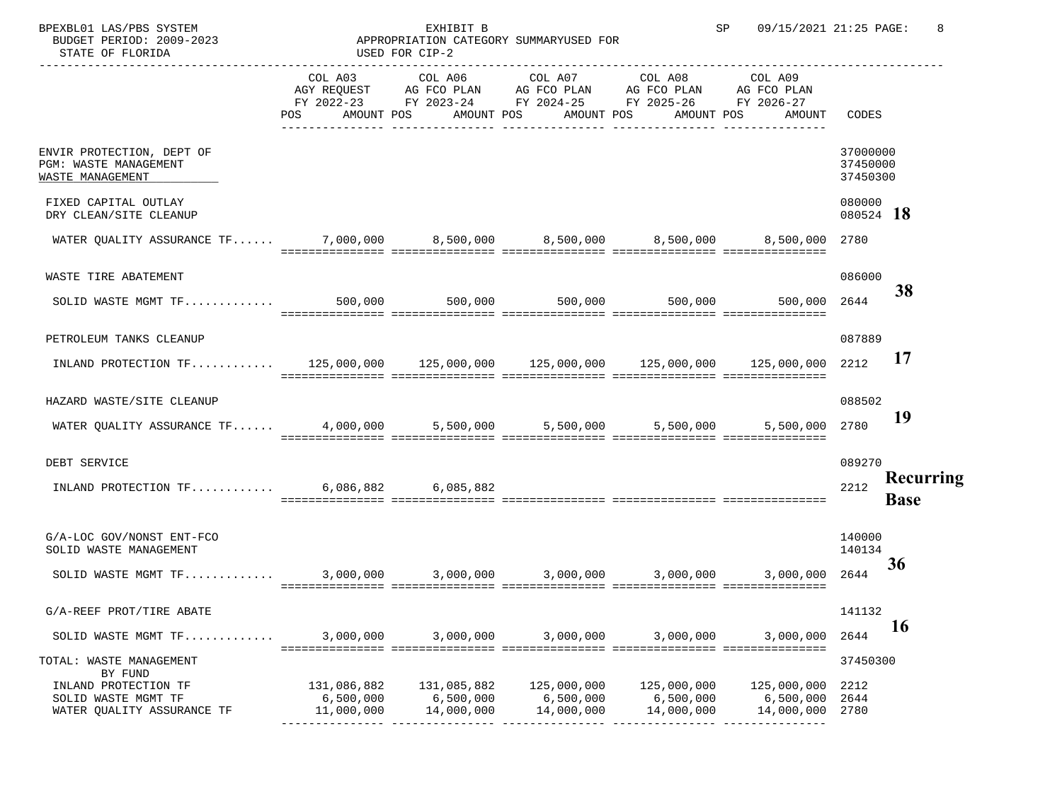BPEXBL01 LAS/PBS SYSTEM — EXHIBIT B — SP 09/15/2021 21:25

BUDGET PERIOD: 2009-2023 — APPROPRIATION CATEGORY SUMMARYUSED FOR

STATE OF FLORIDA — USED FOR CIP-2

| | COL A03 AGY REQUEST FY 2022-23 POS AMOUNT | COL A06 AG FCO PLAN FY 2023-24 POS AMOUNT | COL A07 AG FCO PLAN FY 2024-25 POS AMOUNT | COL A08 AG FCO PLAN FY 2025-26 POS AMOUNT | COL A09 AG FCO PLAN FY 2026-27 POS AMOUNT | CODES | |
|---|---|---|---|---|---|---|---|
| ENVIR PROTECTION, DEPT OF | | | | | | 37000000 | |
| PGM: WASTE MANAGEMENT | | | | | | 37450000 | |
| WASTE MANAGEMENT | | | | | | 37450300 | |
| FIXED CAPITAL OUTLAY | | | | | | 080000 | |
| DRY CLEAN/SITE CLEANUP | | | | | | 080524 | **18** |
| WATER QUALITY ASSURANCE TF...... | 7,000,000 | 8,500,000 | 8,500,000 | 8,500,000 | 8,500,000 | 2780 | |
| WASTE TIRE ABATEMENT | | | | | | 086000 | |
| SOLID WASTE MGMT TF............ | 500,000 | 500,000 | 500,000 | 500,000 | 500,000 | 2644 | **38** |
| PETROLEUM TANKS CLEANUP | | | | | | 087889 | |
| INLAND PROTECTION TF........... | 125,000,000 | 125,000,000 | 125,000,000 | 125,000,000 | 125,000,000 | 2212 | **17** |
| HAZARD WASTE/SITE CLEANUP | | | | | | 088502 | |
| WATER QUALITY ASSURANCE TF...... | 4,000,000 | 5,500,000 | 5,500,000 | 5,500,000 | 5,500,000 | 2780 | **19** |
| DEBT SERVICE | | | | | | 089270 | |
| INLAND PROTECTION TF........... | 6,086,882 | 6,085,882 | | | | 2212 | **Recurring Base** |
| G/A-LOC GOV/NONST ENT-FCO | | | | | | 140000 | |
| SOLID WASTE MANAGEMENT | | | | | | 140134 | |
| SOLID WASTE MGMT TF............ | 3,000,000 | 3,000,000 | 3,000,000 | 3,000,000 | 3,000,000 | 2644 | **36** |
| G/A-REEF PROT/TIRE ABATE | | | | | | 141132 | |
| SOLID WASTE MGMT TF............ | 3,000,000 | 3,000,000 | 3,000,000 | 3,000,000 | 3,000,000 | 2644 | **16** |
| TOTAL: WASTE MANAGEMENT | | | | | | 37450300 | |
| BY FUND | | | | | | | |
| INLAND PROTECTION TF | 131,086,882 | 131,085,882 | 125,000,000 | 125,000,000 | 125,000,000 | 2212 | |
| SOLID WASTE MGMT TF | 6,500,000 | 6,500,000 | 6,500,000 | 6,500,000 | 6,500,000 | 2644 | |
| WATER QUALITY ASSURANCE TF | 11,000,000 | 14,000,000 | 14,000,000 | 14,000,000 | 14,000,000 | 2780 | |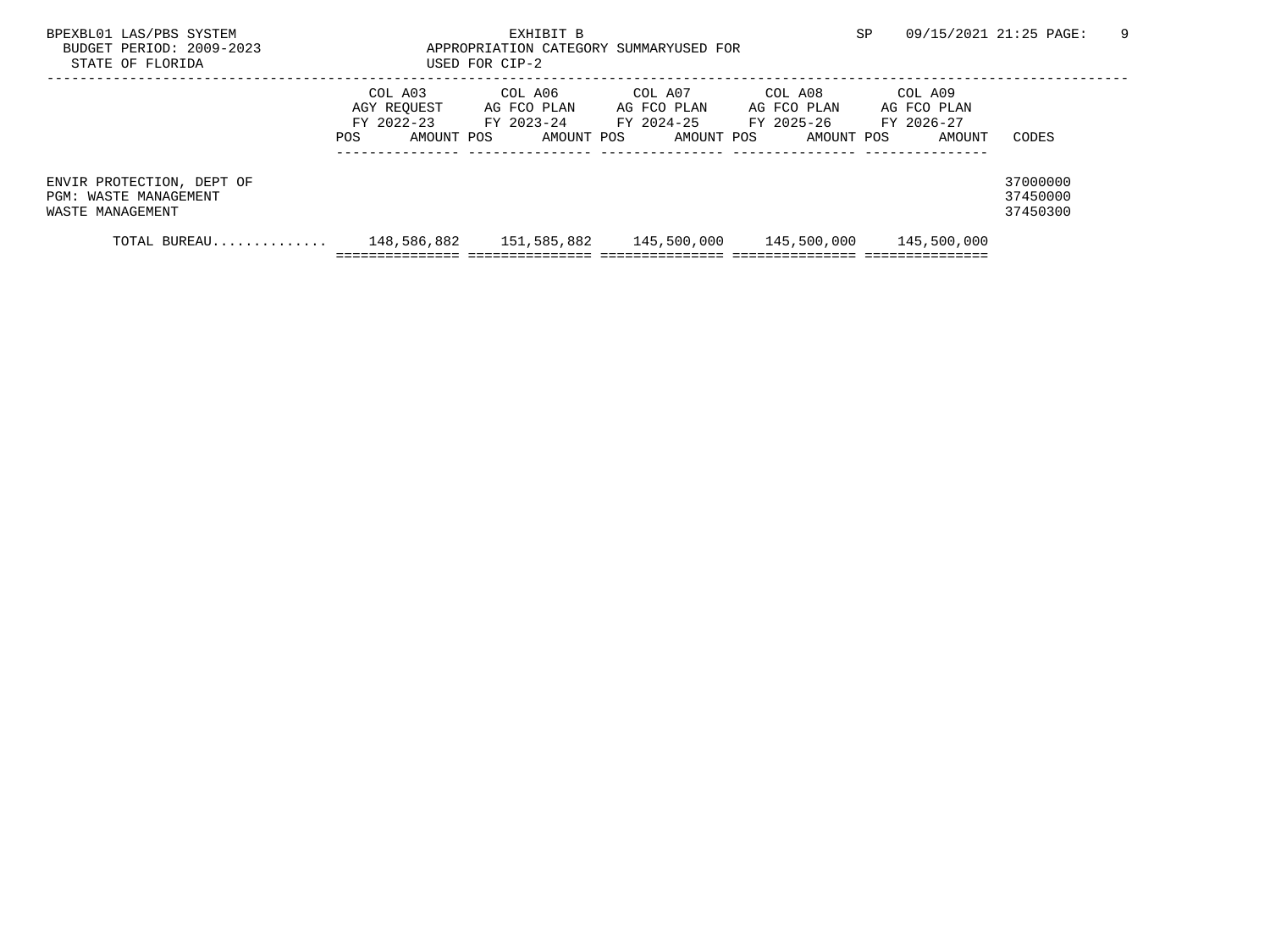EXHIBIT B

APPROPRIATION CATEGORY SUMMARYUSED FOR USED FOR CIP-2

BUDGET PERIOD: 2009-2023

STATE OF FLORIDA

| | COL A03 AGY REQUEST FY 2022-23 POS AMOUNT | COL A06 AG FCO PLAN FY 2023-24 POS AMOUNT | COL A07 AG FCO PLAN FY 2024-25 POS AMOUNT | COL A08 AG FCO PLAN FY 2025-26 POS AMOUNT | COL A09 AG FCO PLAN FY 2026-27 POS AMOUNT | CODES |
|---|---|---|---|---|---|---|
| ENVIR PROTECTION, DEPT OF | | | | | | 37000000 |
| PGM: WASTE MANAGEMENT | | | | | | 37450000 |
| WASTE MANAGEMENT | | | | | | 37450300 |
| TOTAL BUREAU.............. | 148,586,882 | 151,585,882 | 145,500,000 | 145,500,000 | 145,500,000 | |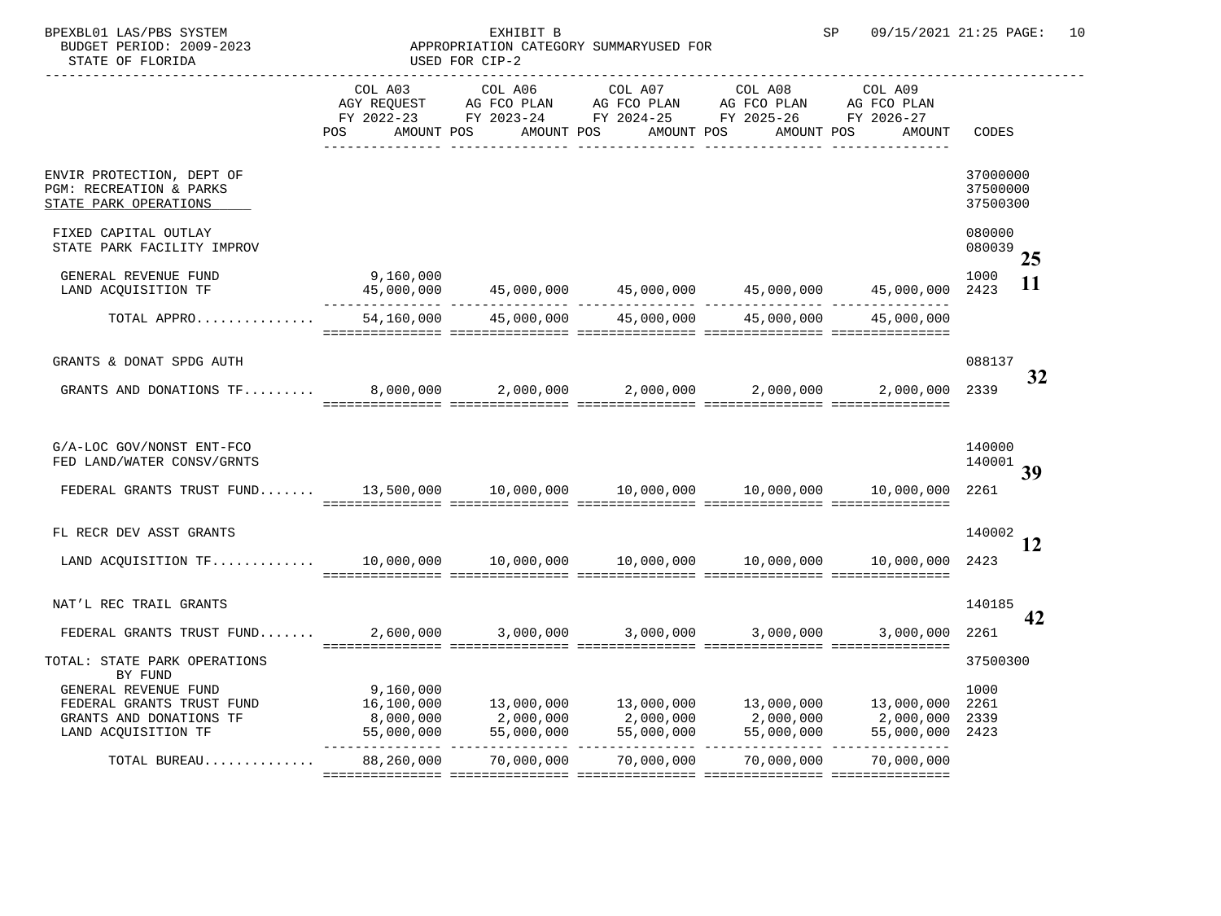BPEXBL01 LAS/PBS SYSTEM — EXHIBIT B — SP 09/15/2021 21:25

BUDGET PERIOD: 2009-2023 — APPROPRIATION CATEGORY SUMMARYUSED FOR USED FOR CIP-2

STATE OF FLORIDA

| | COL A03 AGY REQUEST FY 2022-23 POS AMOUNT | COL A06 AG FCO PLAN FY 2023-24 POS AMOUNT | COL A07 AG FCO PLAN FY 2024-25 POS AMOUNT | COL A08 AG FCO PLAN FY 2025-26 POS AMOUNT | COL A09 AG FCO PLAN FY 2026-27 POS AMOUNT | CODES |
|---|---|---|---|---|---|---|
| ENVIR PROTECTION, DEPT OF | | | | | | 37000000 |
| PGM: RECREATION & PARKS | | | | | | 37500000 |
| STATE PARK OPERATIONS | | | | | | 37500300 |
| FIXED CAPITAL OUTLAY | | | | | | 080000 |
| STATE PARK FACILITY IMPROV | | | | | | 080039 **25** |
| GENERAL REVENUE FUND | 9,160,000 | | | | | 1000 |
| LAND ACQUISITION TF | 45,000,000 | 45,000,000 | 45,000,000 | 45,000,000 | 45,000,000 | 2423 **11** |
| TOTAL APPRO............... | 54,160,000 | 45,000,000 | 45,000,000 | 45,000,000 | 45,000,000 | |
| GRANTS & DONAT SPDG AUTH | | | | | | 088137 **32** |
| GRANTS AND DONATIONS TF......... | 8,000,000 | 2,000,000 | 2,000,000 | 2,000,000 | 2,000,000 | 2339 |
| G/A-LOC GOV/NONST ENT-FCO | | | | | | 140000 |
| FED LAND/WATER CONSV/GRNTS | | | | | | 140001 **39** |
| FEDERAL GRANTS TRUST FUND....... | 13,500,000 | 10,000,000 | 10,000,000 | 10,000,000 | 10,000,000 | 2261 |
| FL RECR DEV ASST GRANTS | | | | | | 140002 **12** |
| LAND ACQUISITION TF............ | 10,000,000 | 10,000,000 | 10,000,000 | 10,000,000 | 10,000,000 | 2423 |
| NAT'L REC TRAIL GRANTS | | | | | | 140185 **42** |
| FEDERAL GRANTS TRUST FUND....... | 2,600,000 | 3,000,000 | 3,000,000 | 3,000,000 | 3,000,000 | 2261 |
| TOTAL: STATE PARK OPERATIONS | | | | | | 37500300 |
| BY FUND | | | | | | |
| GENERAL REVENUE FUND | 9,160,000 | | | | | 1000 |
| FEDERAL GRANTS TRUST FUND | 16,100,000 | 13,000,000 | 13,000,000 | 13,000,000 | 13,000,000 | 2261 |
| GRANTS AND DONATIONS TF | 8,000,000 | 2,000,000 | 2,000,000 | 2,000,000 | 2,000,000 | 2339 |
| LAND ACQUISITION TF | 55,000,000 | 55,000,000 | 55,000,000 | 55,000,000 | 55,000,000 | 2423 |
| TOTAL BUREAU............. | 88,260,000 | 70,000,000 | 70,000,000 | 70,000,000 | 70,000,000 | |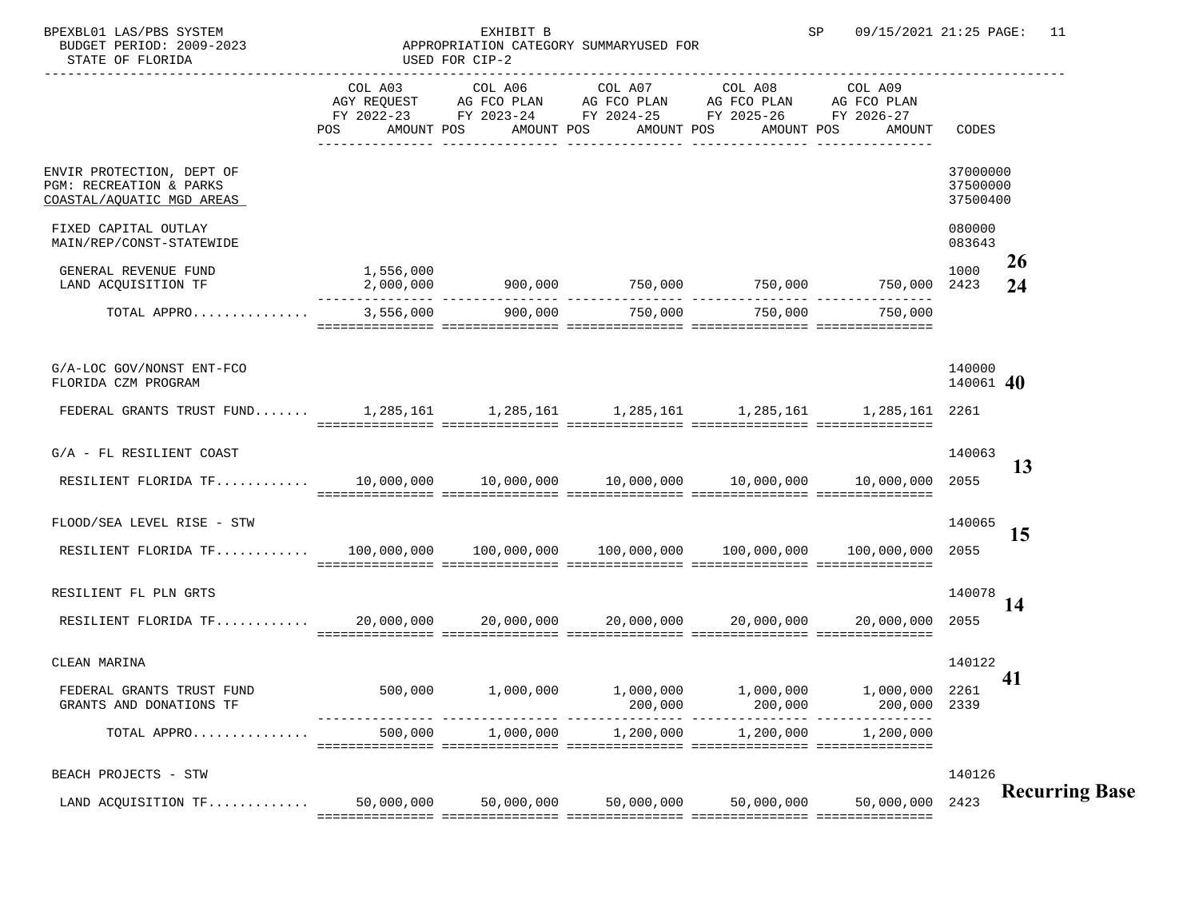BPEXBL01 LAS/PBS SYSTEM — EXHIBIT B — SP 09/15/2021 21:25

BUDGET PERIOD: 2009-2023 — APPROPRIATION CATEGORY SUMMARYUSED FOR

STATE OF FLORIDA — USED FOR CIP-2

| | COL A03 AGY REQUEST FY 2022-23 POS AMOUNT | COL A06 AG FCO PLAN FY 2023-24 POS AMOUNT | COL A07 AG FCO PLAN FY 2024-25 POS AMOUNT | COL A08 AG FCO PLAN FY 2025-26 POS AMOUNT | COL A09 AG FCO PLAN FY 2026-27 POS AMOUNT | CODES | |
|---|---|---|---|---|---|---|---|
| ENVIR PROTECTION, DEPT OF | | | | | | 37000000 | |
| PGM: RECREATION & PARKS | | | | | | 37500000 | |
| COASTAL/AQUATIC MGD AREAS | | | | | | 37500400 | |
| FIXED CAPITAL OUTLAY | | | | | | 080000 | |
| MAIN/REP/CONST-STATEWIDE | | | | | | 083643 | |
| GENERAL REVENUE FUND | 1,556,000 | | | | | 1000 | **26** |
| LAND ACQUISITION TF | 2,000,000 | 900,000 | 750,000 | 750,000 | 750,000 | 2423 | **24** |
| TOTAL APPRO............... | 3,556,000 | 900,000 | 750,000 | 750,000 | 750,000 | | |
| G/A-LOC GOV/NONST ENT-FCO | | | | | | 140000 | |
| FLORIDA CZM PROGRAM | | | | | | 140061 | **40** |
| FEDERAL GRANTS TRUST FUND....... | 1,285,161 | 1,285,161 | 1,285,161 | 1,285,161 | 1,285,161 | 2261 | |
| G/A - FL RESILIENT COAST | | | | | | 140063 | **13** |
| RESILIENT FLORIDA TF............ | 10,000,000 | 10,000,000 | 10,000,000 | 10,000,000 | 10,000,000 | 2055 | |
| FLOOD/SEA LEVEL RISE - STW | | | | | | 140065 | **15** |
| RESILIENT FLORIDA TF............ | 100,000,000 | 100,000,000 | 100,000,000 | 100,000,000 | 100,000,000 | 2055 | |
| RESILIENT FL PLN GRTS | | | | | | 140078 | **14** |
| RESILIENT FLORIDA TF............ | 20,000,000 | 20,000,000 | 20,000,000 | 20,000,000 | 20,000,000 | 2055 | |
| CLEAN MARINA | | | | | | 140122 | **41** |
| FEDERAL GRANTS TRUST FUND | 500,000 | 1,000,000 | 1,000,000 | 1,000,000 | 1,000,000 | 2261 | |
| GRANTS AND DONATIONS TF | | | 200,000 | 200,000 | 200,000 | 2339 | |
| TOTAL APPRO............... | 500,000 | 1,000,000 | 1,200,000 | 1,200,000 | 1,200,000 | | |
| BEACH PROJECTS - STW | | | | | | 140126 | **Recurring Base** |
| LAND ACQUISITION TF............ | 50,000,000 | 50,000,000 | 50,000,000 | 50,000,000 | 50,000,000 | 2423 | |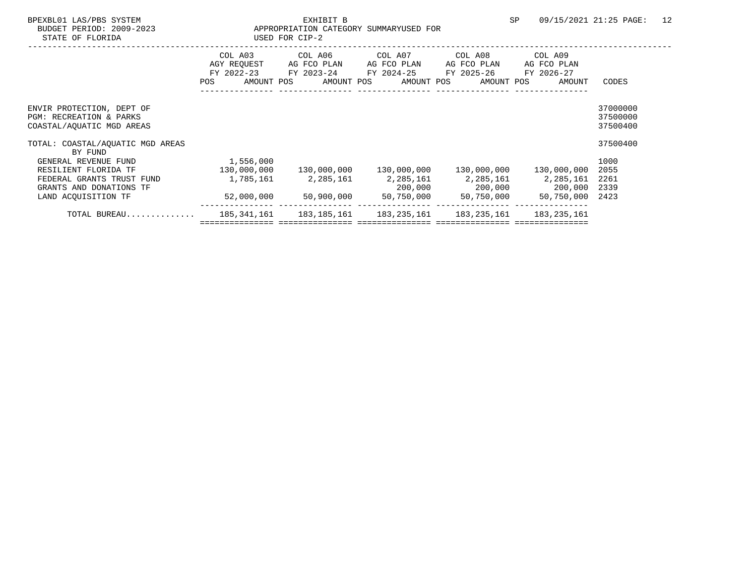BPEXBL01 LAS/PBS SYSTEM
BUDGET PERIOD: 2009-2023
STATE OF FLORIDA

EXHIBIT B
APPROPRIATION CATEGORY SUMMARYUSED FOR
USED FOR CIP-2

SP 09/15/2021 21:25

| | COL A03 AGY REQUEST FY 2022-23 POS AMOUNT | COL A06 AG FCO PLAN FY 2023-24 POS AMOUNT | COL A07 AG FCO PLAN FY 2024-25 POS AMOUNT | COL A08 AG FCO PLAN FY 2025-26 POS AMOUNT | COL A09 AG FCO PLAN FY 2026-27 POS AMOUNT | CODES |
|---|---|---|---|---|---|---|
| ENVIR PROTECTION, DEPT OF | | | | | | 37000000 |
| PGM: RECREATION & PARKS | | | | | | 37500000 |
| COASTAL/AQUATIC MGD AREAS | | | | | | 37500400 |
| TOTAL: COASTAL/AQUATIC MGD AREAS | | | | | | 37500400 |
| BY FUND | | | | | | |
| GENERAL REVENUE FUND | 1,556,000 | | | | | 1000 |
| RESILIENT FLORIDA TF | 130,000,000 | 130,000,000 | 130,000,000 | 130,000,000 | 130,000,000 | 2055 |
| FEDERAL GRANTS TRUST FUND | 1,785,161 | 2,285,161 | 2,285,161 | 2,285,161 | 2,285,161 | 2261 |
| GRANTS AND DONATIONS TF | | | 200,000 | 200,000 | 200,000 | 2339 |
| LAND ACQUISITION TF | 52,000,000 | 50,900,000 | 50,750,000 | 50,750,000 | 50,750,000 | 2423 |
| TOTAL BUREAU.............. | 185,341,161 | 183,185,161 | 183,235,161 | 183,235,161 | 183,235,161 | |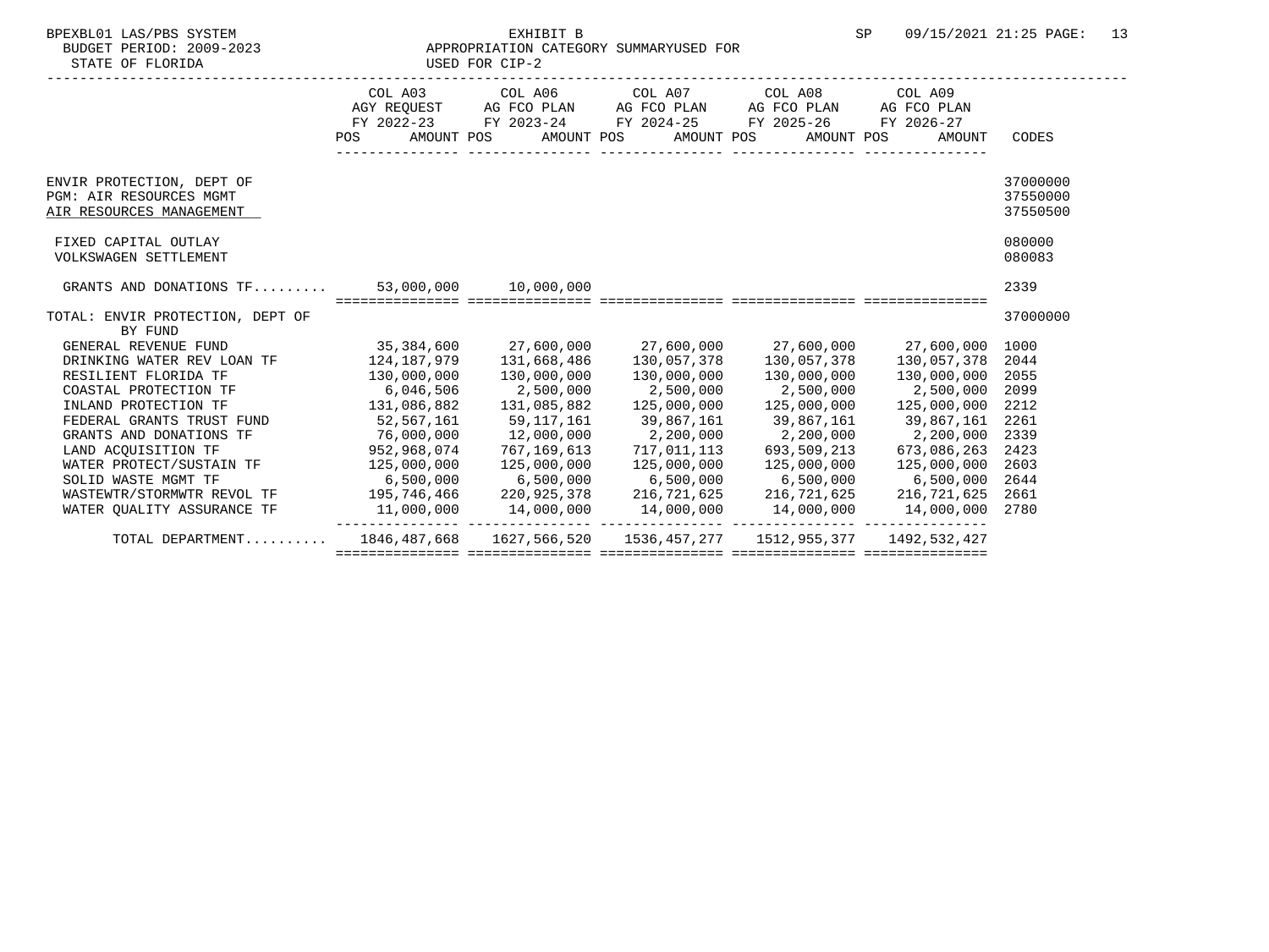BPEXBL01 LAS/PBS SYSTEM

BUDGET PERIOD: 2009-2023

STATE OF FLORIDA

EXHIBIT B

APPROPRIATION CATEGORY SUMMARYUSED FOR

USED FOR CIP-2

SP 09/15/2021 21:25

| | COL A03 AGY REQUEST FY 2022-23 POS AMOUNT | COL A06 AG FCO PLAN FY 2023-24 POS AMOUNT | COL A07 AG FCO PLAN FY 2024-25 POS AMOUNT | COL A08 AG FCO PLAN FY 2025-26 POS AMOUNT | COL A09 AG FCO PLAN FY 2026-27 POS AMOUNT | CODES |
|---|---|---|---|---|---|---|
| ENVIR PROTECTION, DEPT OF | | | | | | 37000000 |
| PGM: AIR RESOURCES MGMT | | | | | | 37550000 |
| AIR RESOURCES MANAGEMENT | | | | | | 37550500 |
| FIXED CAPITAL OUTLAY | | | | | | 080000 |
| VOLKSWAGEN SETTLEMENT | | | | | | 080083 |
| GRANTS AND DONATIONS TF......... | 53,000,000 | 10,000,000 | | | | 2339 |
| TOTAL: ENVIR PROTECTION, DEPT OF BY FUND | | | | | | 37000000 |
| GENERAL REVENUE FUND | 35,384,600 | 27,600,000 | 27,600,000 | 27,600,000 | 27,600,000 | 1000 |
| DRINKING WATER REV LOAN TF | 124,187,979 | 131,668,486 | 130,057,378 | 130,057,378 | 130,057,378 | 2044 |
| RESILIENT FLORIDA TF | 130,000,000 | 130,000,000 | 130,000,000 | 130,000,000 | 130,000,000 | 2055 |
| COASTAL PROTECTION TF | 6,046,506 | 2,500,000 | 2,500,000 | 2,500,000 | 2,500,000 | 2099 |
| INLAND PROTECTION TF | 131,086,882 | 131,085,882 | 125,000,000 | 125,000,000 | 125,000,000 | 2212 |
| FEDERAL GRANTS TRUST FUND | 52,567,161 | 59,117,161 | 39,867,161 | 39,867,161 | 39,867,161 | 2261 |
| GRANTS AND DONATIONS TF | 76,000,000 | 12,000,000 | 2,200,000 | 2,200,000 | 2,200,000 | 2339 |
| LAND ACQUISITION TF | 952,968,074 | 767,169,613 | 717,011,113 | 693,509,213 | 673,086,263 | 2423 |
| WATER PROTECT/SUSTAIN TF | 125,000,000 | 125,000,000 | 125,000,000 | 125,000,000 | 125,000,000 | 2603 |
| SOLID WASTE MGMT TF | 6,500,000 | 6,500,000 | 6,500,000 | 6,500,000 | 6,500,000 | 2644 |
| WASTEWTR/STORMWTR REVOL TF | 195,746,466 | 220,925,378 | 216,721,625 | 216,721,625 | 216,721,625 | 2661 |
| WATER QUALITY ASSURANCE TF | 11,000,000 | 14,000,000 | 14,000,000 | 14,000,000 | 14,000,000 | 2780 |
| TOTAL DEPARTMENT.......... | 1846,487,668 | 1627,566,520 | 1536,457,277 | 1512,955,377 | 1492,532,427 | |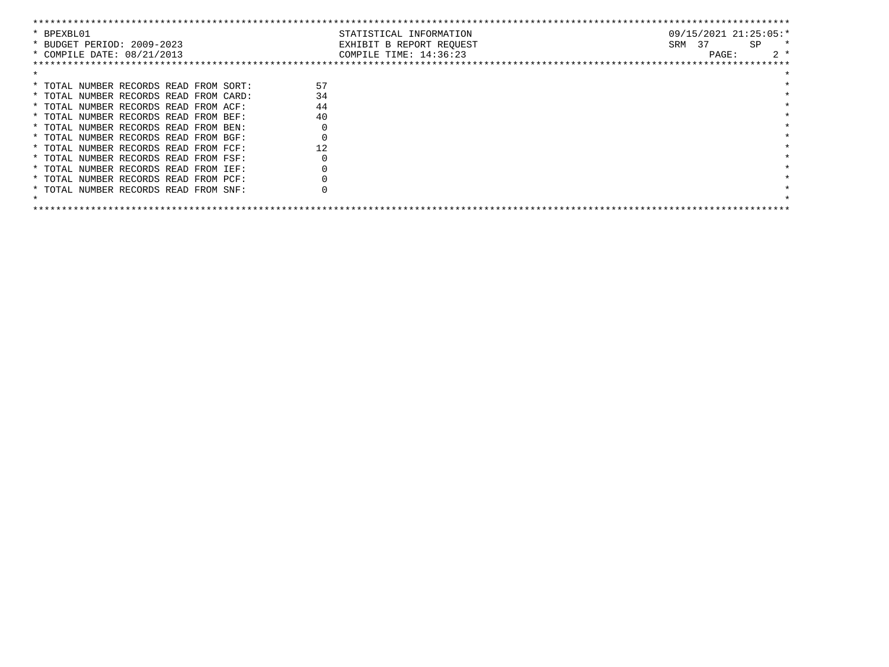```
**********************************************************************************************************************************
* BPEXBL01                                             STATISTICAL INFORMATION                                  09/15/2021 21:25:05:*
* BUDGET PERIOD: 2009-2023                             EXHIBIT B REPORT REQUEST                                 SRM  37       SP    *
* COMPILE DATE: 08/21/2013                             COMPILE TIME: 14:36:23                                           PAGE:     2 *
**********************************************************************************************************************************
*                                                                                                                                *
* TOTAL NUMBER RECORDS READ FROM SORT:          57                                                                               *
* TOTAL NUMBER RECORDS READ FROM CARD:          34                                                                               *
* TOTAL NUMBER RECORDS READ FROM ACF:           44                                                                               *
* TOTAL NUMBER RECORDS READ FROM BEF:           40                                                                               *
* TOTAL NUMBER RECORDS READ FROM BEN:            0                                                                               *
* TOTAL NUMBER RECORDS READ FROM BGF:            0                                                                               *
* TOTAL NUMBER RECORDS READ FROM FCF:           12                                                                               *
* TOTAL NUMBER RECORDS READ FROM FSF:            0                                                                               *
* TOTAL NUMBER RECORDS READ FROM IEF:            0                                                                               *
* TOTAL NUMBER RECORDS READ FROM PCF:            0                                                                               *
* TOTAL NUMBER RECORDS READ FROM SNF:            0                                                                               *
*                                                                                                                                *
**********************************************************************************************************************************
```